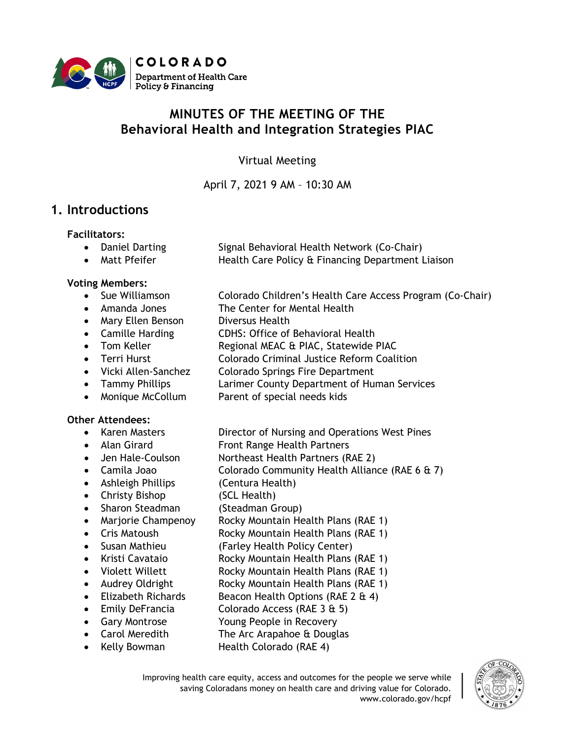# MINUTES OF THE MEETING OF THE Behavioral Health and Integration Strategies PIAC

Virtual Meeting

April 7, 2021 9 AM – 10:30 AM

## 1. Introductions

**Facilitators:**

- Daniel Darting — Signal Behavioral Health Network (Co-Chair)
- Matt Pfeifer — Health Care Policy & Financing Department Liaison

**Voting Members:**

- Sue Williamson — Colorado Children's Health Care Access Program (Co-Chair)
- Amanda Jones — The Center for Mental Health
- Mary Ellen Benson — Diversus Health
- Camille Harding — CDHS: Office of Behavioral Health
- Tom Keller — Regional MEAC & PIAC, Statewide PIAC
- Terri Hurst — Colorado Criminal Justice Reform Coalition
- Vicki Allen-Sanchez — Colorado Springs Fire Department
- Tammy Phillips — Larimer County Department of Human Services
- Monique McCollum — Parent of special needs kids

**Other Attendees:**

- Karen Masters — Director of Nursing and Operations West Pines
- Alan Girard — Front Range Health Partners
- Jen Hale-Coulson — Northeast Health Partners (RAE 2)
- Camila Joao — Colorado Community Health Alliance (RAE 6 & 7)
- Ashleigh Phillips — (Centura Health)
- Christy Bishop — (SCL Health)
- Sharon Steadman — (Steadman Group)
- Marjorie Champenoy — Rocky Mountain Health Plans (RAE 1)
- Cris Matoush — Rocky Mountain Health Plans (RAE 1)
- Susan Mathieu — (Farley Health Policy Center)
- Kristi Cavataio — Rocky Mountain Health Plans (RAE 1)
- Violett Willett — Rocky Mountain Health Plans (RAE 1)
- Audrey Oldright — Rocky Mountain Health Plans (RAE 1)
- Elizabeth Richards — Beacon Health Options (RAE 2 & 4)
- Emily DeFrancia — Colorado Access (RAE 3 & 5)
- Gary Montrose — Young People in Recovery
- Carol Meredith — The Arc Arapahoe & Douglas
- Kelly Bowman — Health Colorado (RAE 4)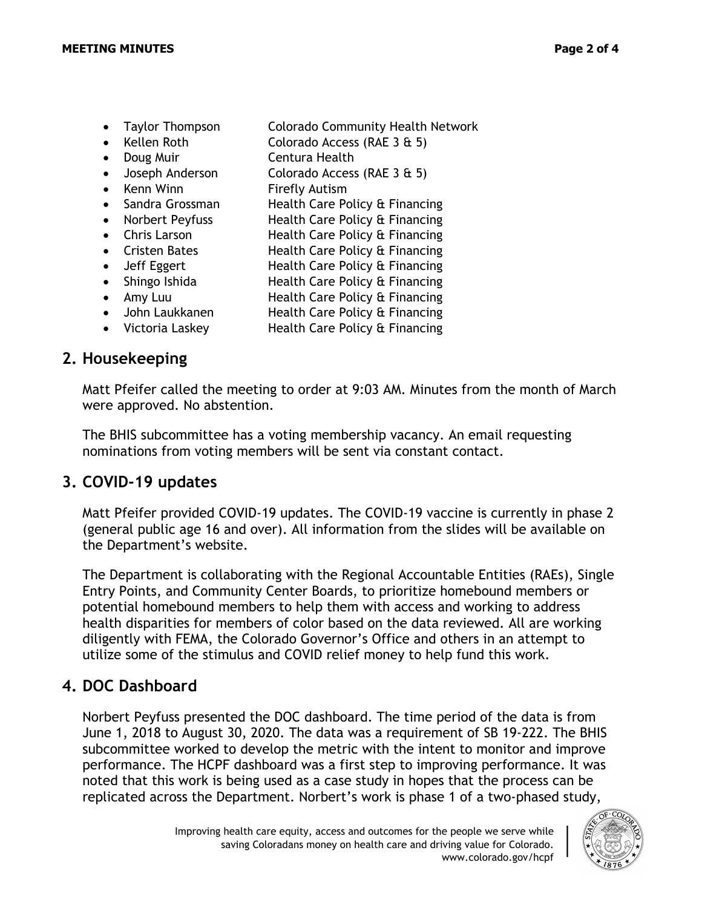- Taylor Thompson Colorado Community Health Network
- Kellen Roth Colorado Access (RAE 3 & 5)
- Doug Muir Centura Health
- Joseph Anderson Colorado Access (RAE 3 & 5)
- Kenn Winn Firefly Autism
- Sandra Grossman Health Care Policy & Financing
- Norbert Peyfuss Health Care Policy & Financing
- Chris Larson Health Care Policy & Financing
- Cristen Bates Health Care Policy & Financing
- Jeff Eggert Health Care Policy & Financing
- Shingo Ishida Health Care Policy & Financing
- Amy Luu Health Care Policy & Financing
- John Laukkanen Health Care Policy & Financing
- Victoria Laskey Health Care Policy & Financing

## 2. Housekeeping

Matt Pfeifer called the meeting to order at 9:03 AM. Minutes from the month of March were approved. No abstention.

The BHIS subcommittee has a voting membership vacancy. An email requesting nominations from voting members will be sent via constant contact.

## 3. COVID-19 updates

Matt Pfeifer provided COVID-19 updates. The COVID-19 vaccine is currently in phase 2 (general public age 16 and over). All information from the slides will be available on the Department's website.

The Department is collaborating with the Regional Accountable Entities (RAEs), Single Entry Points, and Community Center Boards, to prioritize homebound members or potential homebound members to help them with access and working to address health disparities for members of color based on the data reviewed. All are working diligently with FEMA, the Colorado Governor's Office and others in an attempt to utilize some of the stimulus and COVID relief money to help fund this work.

## 4. DOC Dashboard

Norbert Peyfuss presented the DOC dashboard. The time period of the data is from June 1, 2018 to August 30, 2020. The data was a requirement of SB 19-222. The BHIS subcommittee worked to develop the metric with the intent to monitor and improve performance. The HCPF dashboard was a first step to improving performance. It was noted that this work is being used as a case study in hopes that the process can be replicated across the Department. Norbert's work is phase 1 of a two-phased study,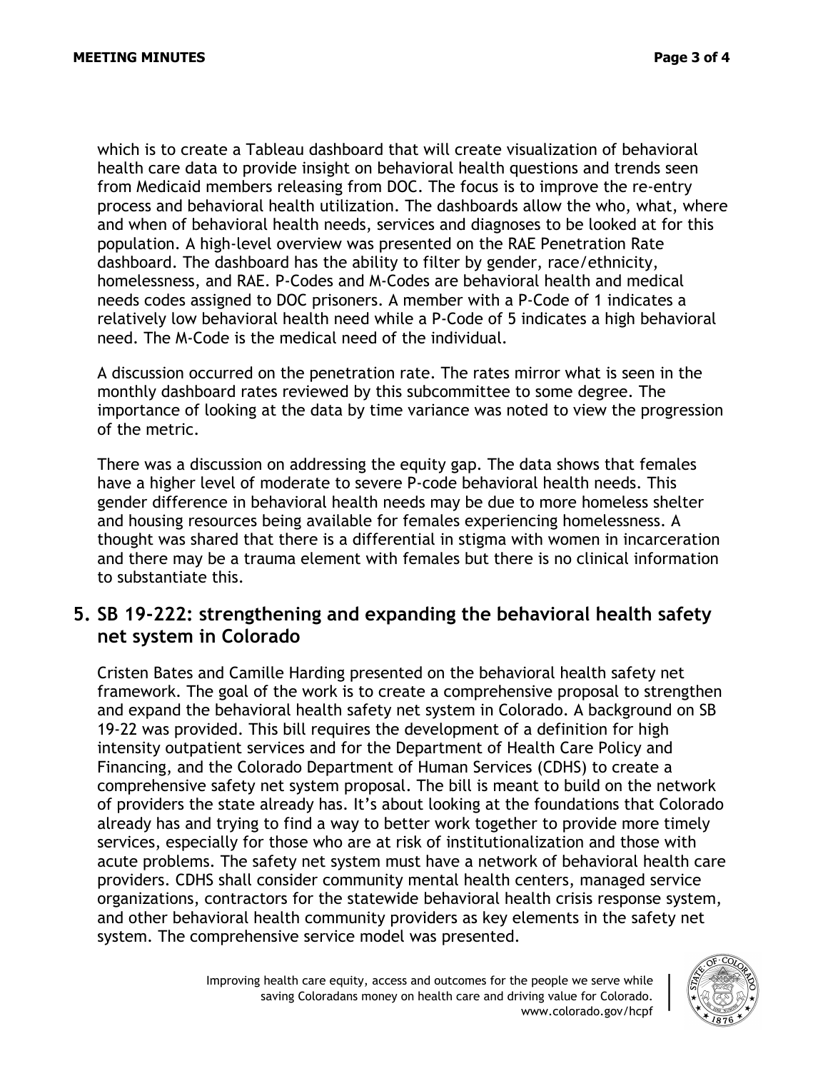which is to create a Tableau dashboard that will create visualization of behavioral health care data to provide insight on behavioral health questions and trends seen from Medicaid members releasing from DOC. The focus is to improve the re-entry process and behavioral health utilization. The dashboards allow the who, what, where and when of behavioral health needs, services and diagnoses to be looked at for this population. A high-level overview was presented on the RAE Penetration Rate dashboard. The dashboard has the ability to filter by gender, race/ethnicity, homelessness, and RAE. P-Codes and M-Codes are behavioral health and medical needs codes assigned to DOC prisoners. A member with a P-Code of 1 indicates a relatively low behavioral health need while a P-Code of 5 indicates a high behavioral need. The M-Code is the medical need of the individual.

A discussion occurred on the penetration rate. The rates mirror what is seen in the monthly dashboard rates reviewed by this subcommittee to some degree. The importance of looking at the data by time variance was noted to view the progression of the metric.

There was a discussion on addressing the equity gap. The data shows that females have a higher level of moderate to severe P-code behavioral health needs. This gender difference in behavioral health needs may be due to more homeless shelter and housing resources being available for females experiencing homelessness. A thought was shared that there is a differential in stigma with women in incarceration and there may be a trauma element with females but there is no clinical information to substantiate this.

## 5. SB 19-222: strengthening and expanding the behavioral health safety net system in Colorado

Cristen Bates and Camille Harding presented on the behavioral health safety net framework. The goal of the work is to create a comprehensive proposal to strengthen and expand the behavioral health safety net system in Colorado. A background on SB 19-22 was provided. This bill requires the development of a definition for high intensity outpatient services and for the Department of Health Care Policy and Financing, and the Colorado Department of Human Services (CDHS) to create a comprehensive safety net system proposal. The bill is meant to build on the network of providers the state already has. It's about looking at the foundations that Colorado already has and trying to find a way to better work together to provide more timely services, especially for those who are at risk of institutionalization and those with acute problems. The safety net system must have a network of behavioral health care providers. CDHS shall consider community mental health centers, managed service organizations, contractors for the statewide behavioral health crisis response system, and other behavioral health community providers as key elements in the safety net system. The comprehensive service model was presented.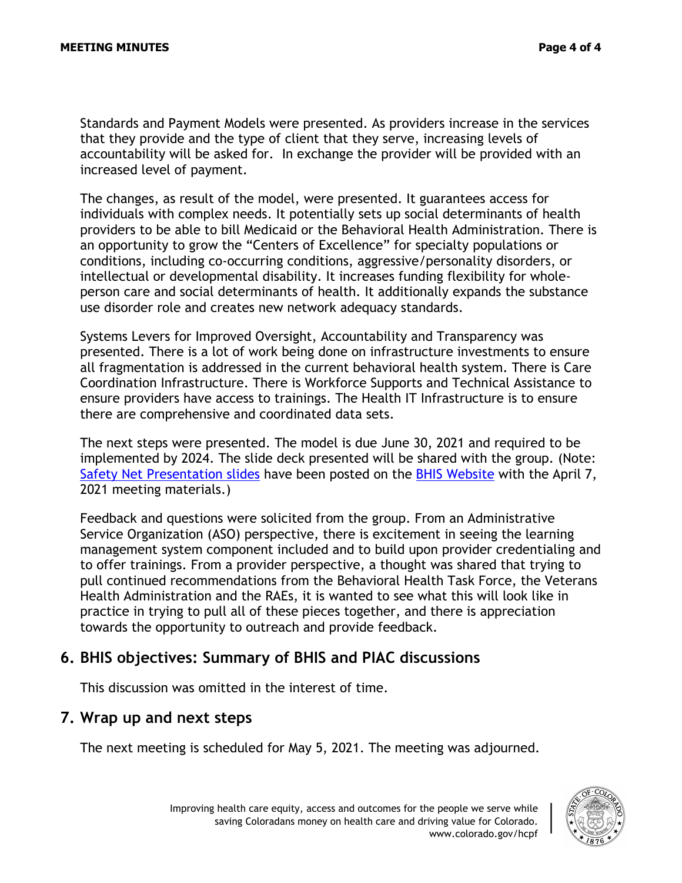Standards and Payment Models were presented. As providers increase in the services that they provide and the type of client that they serve, increasing levels of accountability will be asked for. In exchange the provider will be provided with an increased level of payment.

The changes, as result of the model, were presented. It guarantees access for individuals with complex needs. It potentially sets up social determinants of health providers to be able to bill Medicaid or the Behavioral Health Administration. There is an opportunity to grow the "Centers of Excellence" for specialty populations or conditions, including co-occurring conditions, aggressive/personality disorders, or intellectual or developmental disability. It increases funding flexibility for whole-person care and social determinants of health. It additionally expands the substance use disorder role and creates new network adequacy standards.

Systems Levers for Improved Oversight, Accountability and Transparency was presented. There is a lot of work being done on infrastructure investments to ensure all fragmentation is addressed in the current behavioral health system. There is Care Coordination Infrastructure. There is Workforce Supports and Technical Assistance to ensure providers have access to trainings. The Health IT Infrastructure is to ensure there are comprehensive and coordinated data sets.

The next steps were presented. The model is due June 30, 2021 and required to be implemented by 2024. The slide deck presented will be shared with the group. (Note: Safety Net Presentation slides have been posted on the BHIS Website with the April 7, 2021 meeting materials.)

Feedback and questions were solicited from the group. From an Administrative Service Organization (ASO) perspective, there is excitement in seeing the learning management system component included and to build upon provider credentialing and to offer trainings. From a provider perspective, a thought was shared that trying to pull continued recommendations from the Behavioral Health Task Force, the Veterans Health Administration and the RAEs, it is wanted to see what this will look like in practice in trying to pull all of these pieces together, and there is appreciation towards the opportunity to outreach and provide feedback.

## 6. BHIS objectives: Summary of BHIS and PIAC discussions

This discussion was omitted in the interest of time.

## 7. Wrap up and next steps

The next meeting is scheduled for May 5, 2021. The meeting was adjourned.